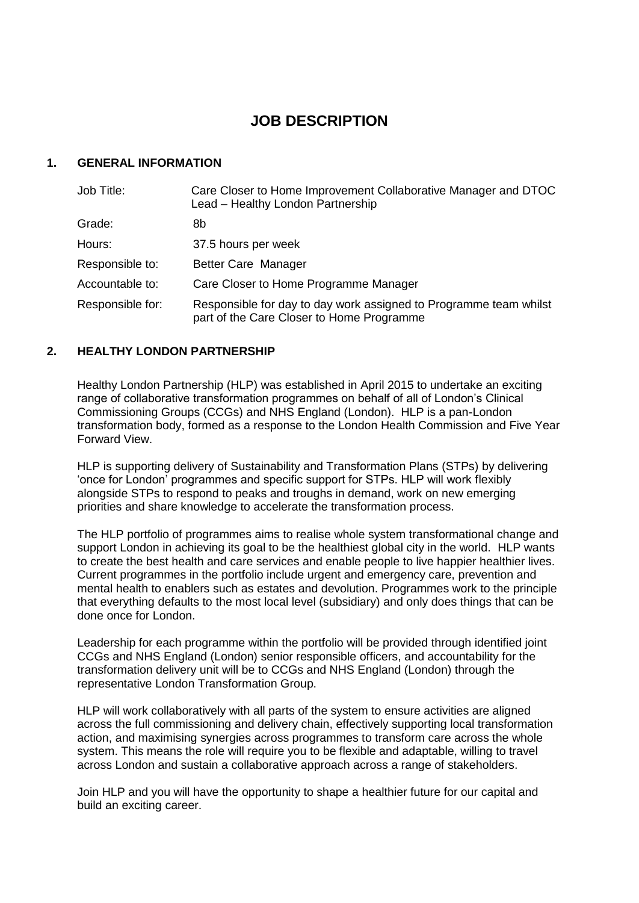# JOB DESCRIPTION

## 1. GENERAL INFORMATION

| | |
|---|---|
| Job Title: | Care Closer to Home Improvement Collaborative Manager and DTOC Lead – Healthy London Partnership |
| Grade: | 8b |
| Hours: | 37.5 hours per week |
| Responsible to: | Better Care Manager |
| Accountable to: | Care Closer to Home Programme Manager |
| Responsible for: | Responsible for day to day work assigned to Programme team whilst part of the Care Closer to Home Programme |

## 2. HEALTHY LONDON PARTNERSHIP

Healthy London Partnership (HLP) was established in April 2015 to undertake an exciting range of collaborative transformation programmes on behalf of all of London's Clinical Commissioning Groups (CCGs) and NHS England (London). HLP is a pan-London transformation body, formed as a response to the London Health Commission and Five Year Forward View.

HLP is supporting delivery of Sustainability and Transformation Plans (STPs) by delivering 'once for London' programmes and specific support for STPs. HLP will work flexibly alongside STPs to respond to peaks and troughs in demand, work on new emerging priorities and share knowledge to accelerate the transformation process.

The HLP portfolio of programmes aims to realise whole system transformational change and support London in achieving its goal to be the healthiest global city in the world. HLP wants to create the best health and care services and enable people to live happier healthier lives. Current programmes in the portfolio include urgent and emergency care, prevention and mental health to enablers such as estates and devolution. Programmes work to the principle that everything defaults to the most local level (subsidiary) and only does things that can be done once for London.

Leadership for each programme within the portfolio will be provided through identified joint CCGs and NHS England (London) senior responsible officers, and accountability for the transformation delivery unit will be to CCGs and NHS England (London) through the representative London Transformation Group.

HLP will work collaboratively with all parts of the system to ensure activities are aligned across the full commissioning and delivery chain, effectively supporting local transformation action, and maximising synergies across programmes to transform care across the whole system. This means the role will require you to be flexible and adaptable, willing to travel across London and sustain a collaborative approach across a range of stakeholders.

Join HLP and you will have the opportunity to shape a healthier future for our capital and build an exciting career.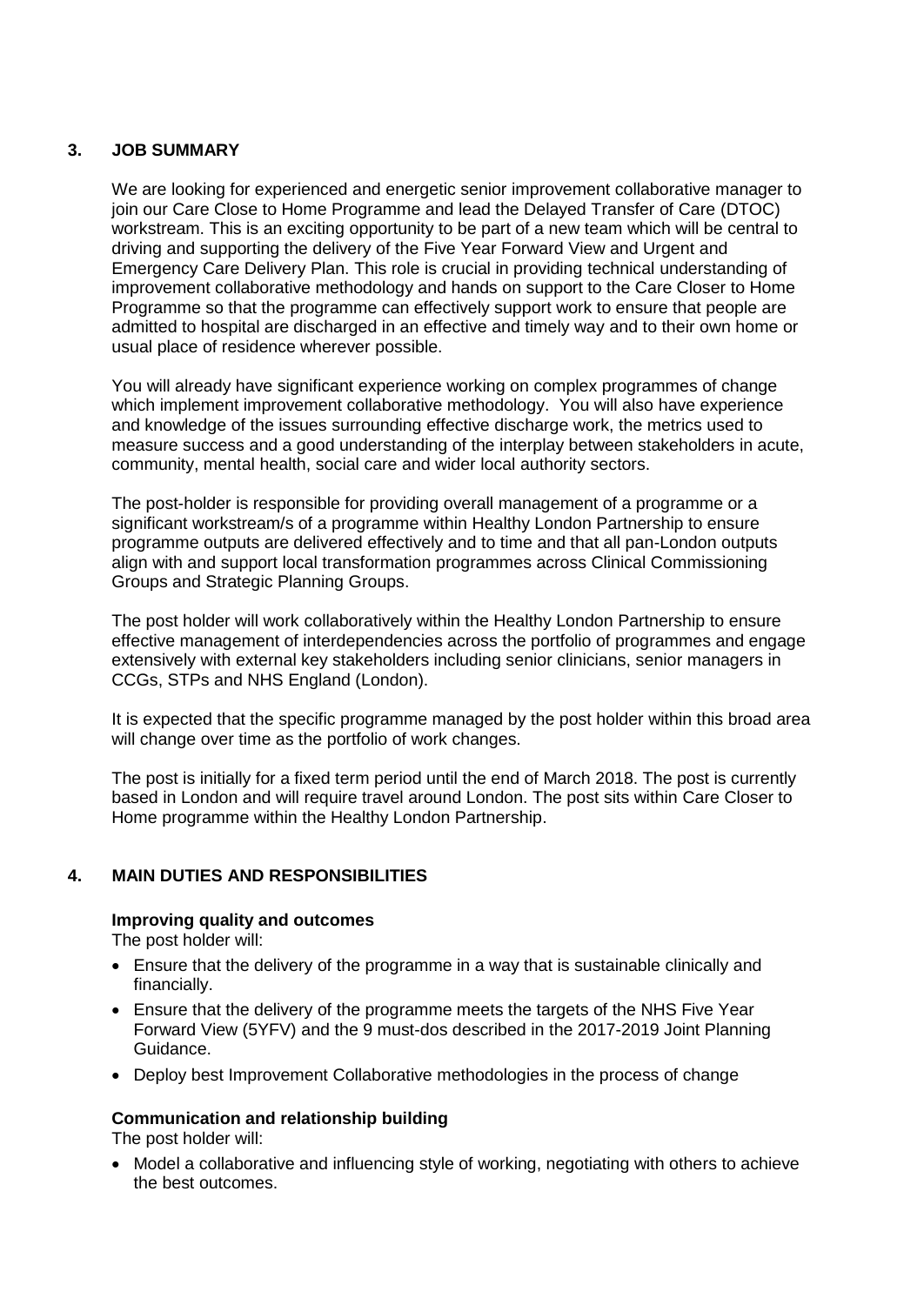## 3. JOB SUMMARY

We are looking for experienced and energetic senior improvement collaborative manager to join our Care Close to Home Programme and lead the Delayed Transfer of Care (DTOC) workstream. This is an exciting opportunity to be part of a new team which will be central to driving and supporting the delivery of the Five Year Forward View and Urgent and Emergency Care Delivery Plan. This role is crucial in providing technical understanding of improvement collaborative methodology and hands on support to the Care Closer to Home Programme so that the programme can effectively support work to ensure that people are admitted to hospital are discharged in an effective and timely way and to their own home or usual place of residence wherever possible.

You will already have significant experience working on complex programmes of change which implement improvement collaborative methodology. You will also have experience and knowledge of the issues surrounding effective discharge work, the metrics used to measure success and a good understanding of the interplay between stakeholders in acute, community, mental health, social care and wider local authority sectors.

The post-holder is responsible for providing overall management of a programme or a significant workstream/s of a programme within Healthy London Partnership to ensure programme outputs are delivered effectively and to time and that all pan-London outputs align with and support local transformation programmes across Clinical Commissioning Groups and Strategic Planning Groups.

The post holder will work collaboratively within the Healthy London Partnership to ensure effective management of interdependencies across the portfolio of programmes and engage extensively with external key stakeholders including senior clinicians, senior managers in CCGs, STPs and NHS England (London).

It is expected that the specific programme managed by the post holder within this broad area will change over time as the portfolio of work changes.

The post is initially for a fixed term period until the end of March 2018. The post is currently based in London and will require travel around London. The post sits within Care Closer to Home programme within the Healthy London Partnership.

## 4. MAIN DUTIES AND RESPONSIBILITIES

**Improving quality and outcomes**

The post holder will:

- Ensure that the delivery of the programme in a way that is sustainable clinically and financially.
- Ensure that the delivery of the programme meets the targets of the NHS Five Year Forward View (5YFV) and the 9 must-dos described in the 2017-2019 Joint Planning Guidance.
- Deploy best Improvement Collaborative methodologies in the process of change

**Communication and relationship building**

The post holder will:

- Model a collaborative and influencing style of working, negotiating with others to achieve the best outcomes.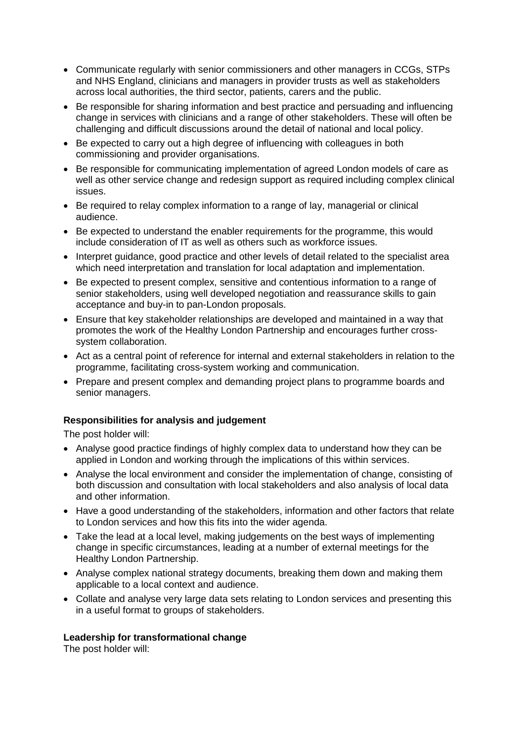- Communicate regularly with senior commissioners and other managers in CCGs, STPs and NHS England, clinicians and managers in provider trusts as well as stakeholders across local authorities, the third sector, patients, carers and the public.
- Be responsible for sharing information and best practice and persuading and influencing change in services with clinicians and a range of other stakeholders. These will often be challenging and difficult discussions around the detail of national and local policy.
- Be expected to carry out a high degree of influencing with colleagues in both commissioning and provider organisations.
- Be responsible for communicating implementation of agreed London models of care as well as other service change and redesign support as required including complex clinical issues.
- Be required to relay complex information to a range of lay, managerial or clinical audience.
- Be expected to understand the enabler requirements for the programme, this would include consideration of IT as well as others such as workforce issues.
- Interpret guidance, good practice and other levels of detail related to the specialist area which need interpretation and translation for local adaptation and implementation.
- Be expected to present complex, sensitive and contentious information to a range of senior stakeholders, using well developed negotiation and reassurance skills to gain acceptance and buy-in to pan-London proposals.
- Ensure that key stakeholder relationships are developed and maintained in a way that promotes the work of the Healthy London Partnership and encourages further cross-system collaboration.
- Act as a central point of reference for internal and external stakeholders in relation to the programme, facilitating cross-system working and communication.
- Prepare and present complex and demanding project plans to programme boards and senior managers.

**Responsibilities for analysis and judgement**

The post holder will:

- Analyse good practice findings of highly complex data to understand how they can be applied in London and working through the implications of this within services.
- Analyse the local environment and consider the implementation of change, consisting of both discussion and consultation with local stakeholders and also analysis of local data and other information.
- Have a good understanding of the stakeholders, information and other factors that relate to London services and how this fits into the wider agenda.
- Take the lead at a local level, making judgements on the best ways of implementing change in specific circumstances, leading at a number of external meetings for the Healthy London Partnership.
- Analyse complex national strategy documents, breaking them down and making them applicable to a local context and audience.
- Collate and analyse very large data sets relating to London services and presenting this in a useful format to groups of stakeholders.

**Leadership for transformational change**

The post holder will: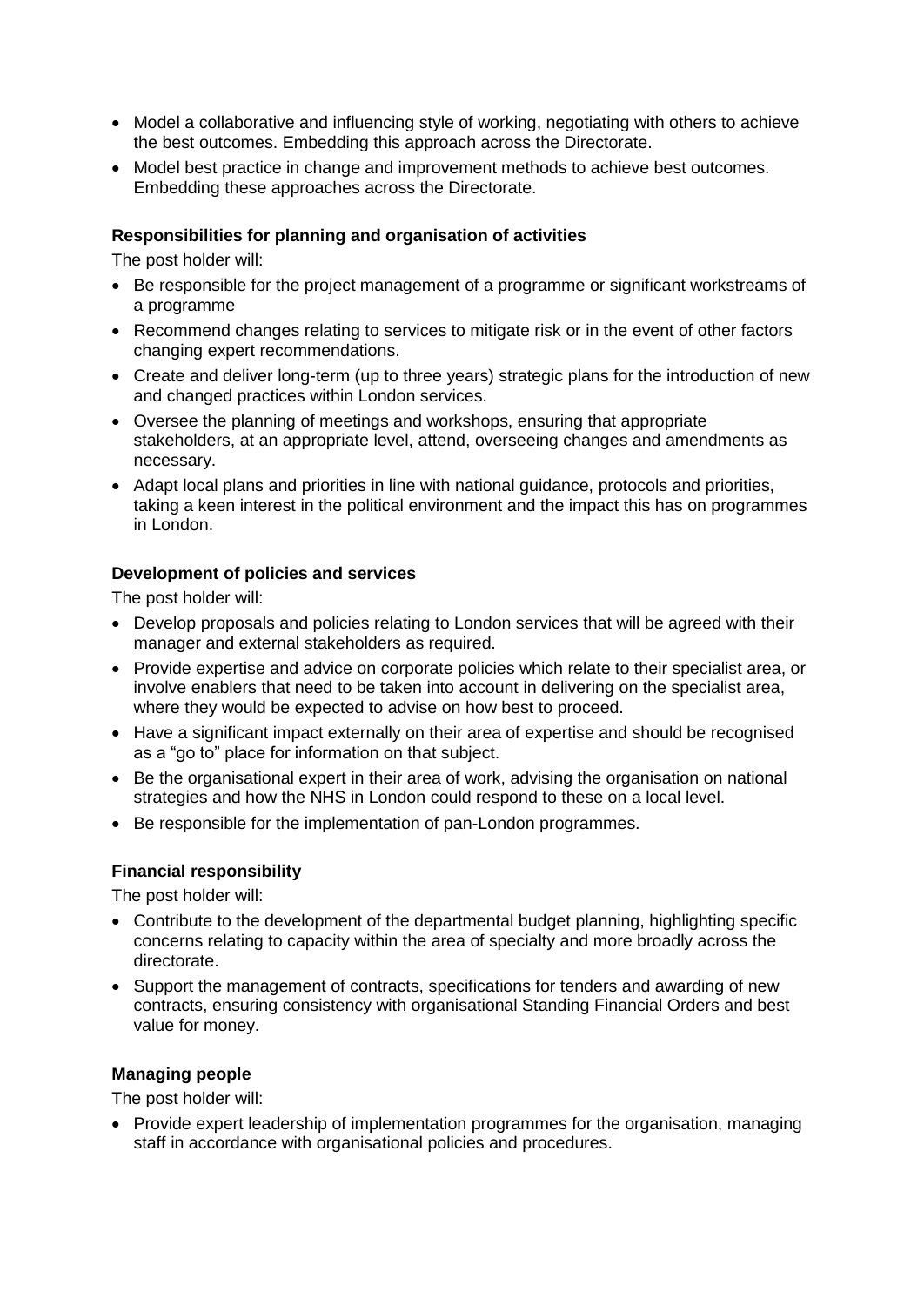- Model a collaborative and influencing style of working, negotiating with others to achieve the best outcomes. Embedding this approach across the Directorate.
- Model best practice in change and improvement methods to achieve best outcomes. Embedding these approaches across the Directorate.

**Responsibilities for planning and organisation of activities**

The post holder will:

- Be responsible for the project management of a programme or significant workstreams of a programme
- Recommend changes relating to services to mitigate risk or in the event of other factors changing expert recommendations.
- Create and deliver long-term (up to three years) strategic plans for the introduction of new and changed practices within London services.
- Oversee the planning of meetings and workshops, ensuring that appropriate stakeholders, at an appropriate level, attend, overseeing changes and amendments as necessary.
- Adapt local plans and priorities in line with national guidance, protocols and priorities, taking a keen interest in the political environment and the impact this has on programmes in London.

**Development of policies and services**

The post holder will:

- Develop proposals and policies relating to London services that will be agreed with their manager and external stakeholders as required.
- Provide expertise and advice on corporate policies which relate to their specialist area, or involve enablers that need to be taken into account in delivering on the specialist area, where they would be expected to advise on how best to proceed.
- Have a significant impact externally on their area of expertise and should be recognised as a "go to" place for information on that subject.
- Be the organisational expert in their area of work, advising the organisation on national strategies and how the NHS in London could respond to these on a local level.
- Be responsible for the implementation of pan-London programmes.

**Financial responsibility**

The post holder will:

- Contribute to the development of the departmental budget planning, highlighting specific concerns relating to capacity within the area of specialty and more broadly across the directorate.
- Support the management of contracts, specifications for tenders and awarding of new contracts, ensuring consistency with organisational Standing Financial Orders and best value for money.

**Managing people**

The post holder will:

- Provide expert leadership of implementation programmes for the organisation, managing staff in accordance with organisational policies and procedures.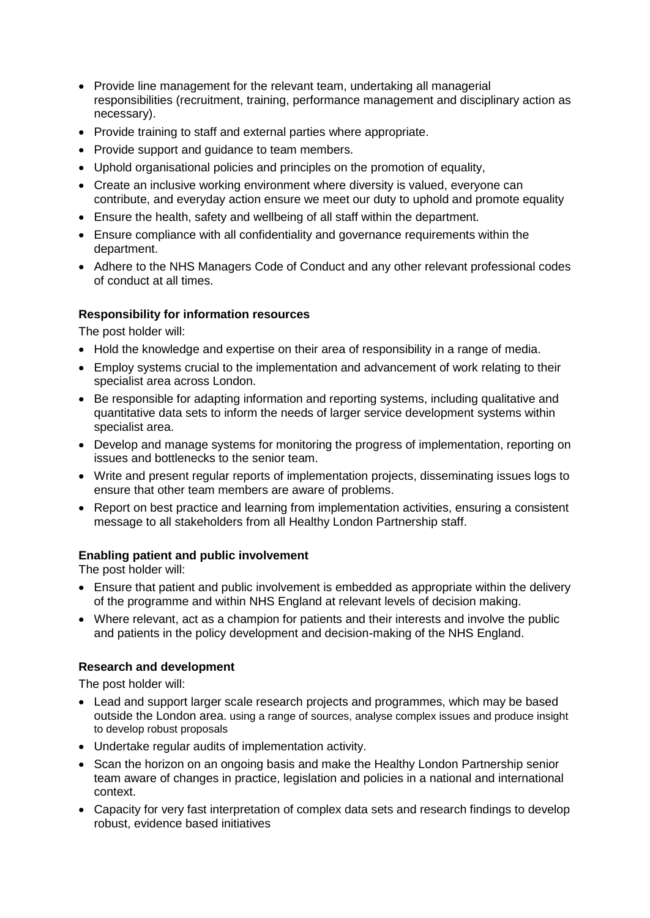- Provide line management for the relevant team, undertaking all managerial responsibilities (recruitment, training, performance management and disciplinary action as necessary).
- Provide training to staff and external parties where appropriate.
- Provide support and guidance to team members.
- Uphold organisational policies and principles on the promotion of equality,
- Create an inclusive working environment where diversity is valued, everyone can contribute, and everyday action ensure we meet our duty to uphold and promote equality
- Ensure the health, safety and wellbeing of all staff within the department.
- Ensure compliance with all confidentiality and governance requirements within the department.
- Adhere to the NHS Managers Code of Conduct and any other relevant professional codes of conduct at all times.

**Responsibility for information resources**

The post holder will:

- Hold the knowledge and expertise on their area of responsibility in a range of media.
- Employ systems crucial to the implementation and advancement of work relating to their specialist area across London.
- Be responsible for adapting information and reporting systems, including qualitative and quantitative data sets to inform the needs of larger service development systems within specialist area.
- Develop and manage systems for monitoring the progress of implementation, reporting on issues and bottlenecks to the senior team.
- Write and present regular reports of implementation projects, disseminating issues logs to ensure that other team members are aware of problems.
- Report on best practice and learning from implementation activities, ensuring a consistent message to all stakeholders from all Healthy London Partnership staff.

**Enabling patient and public involvement**

The post holder will:

- Ensure that patient and public involvement is embedded as appropriate within the delivery of the programme and within NHS England at relevant levels of decision making.
- Where relevant, act as a champion for patients and their interests and involve the public and patients in the policy development and decision-making of the NHS England.

**Research and development**

The post holder will:

- Lead and support larger scale research projects and programmes, which may be based outside the London area. using a range of sources, analyse complex issues and produce insight to develop robust proposals
- Undertake regular audits of implementation activity.
- Scan the horizon on an ongoing basis and make the Healthy London Partnership senior team aware of changes in practice, legislation and policies in a national and international context.
- Capacity for very fast interpretation of complex data sets and research findings to develop robust, evidence based initiatives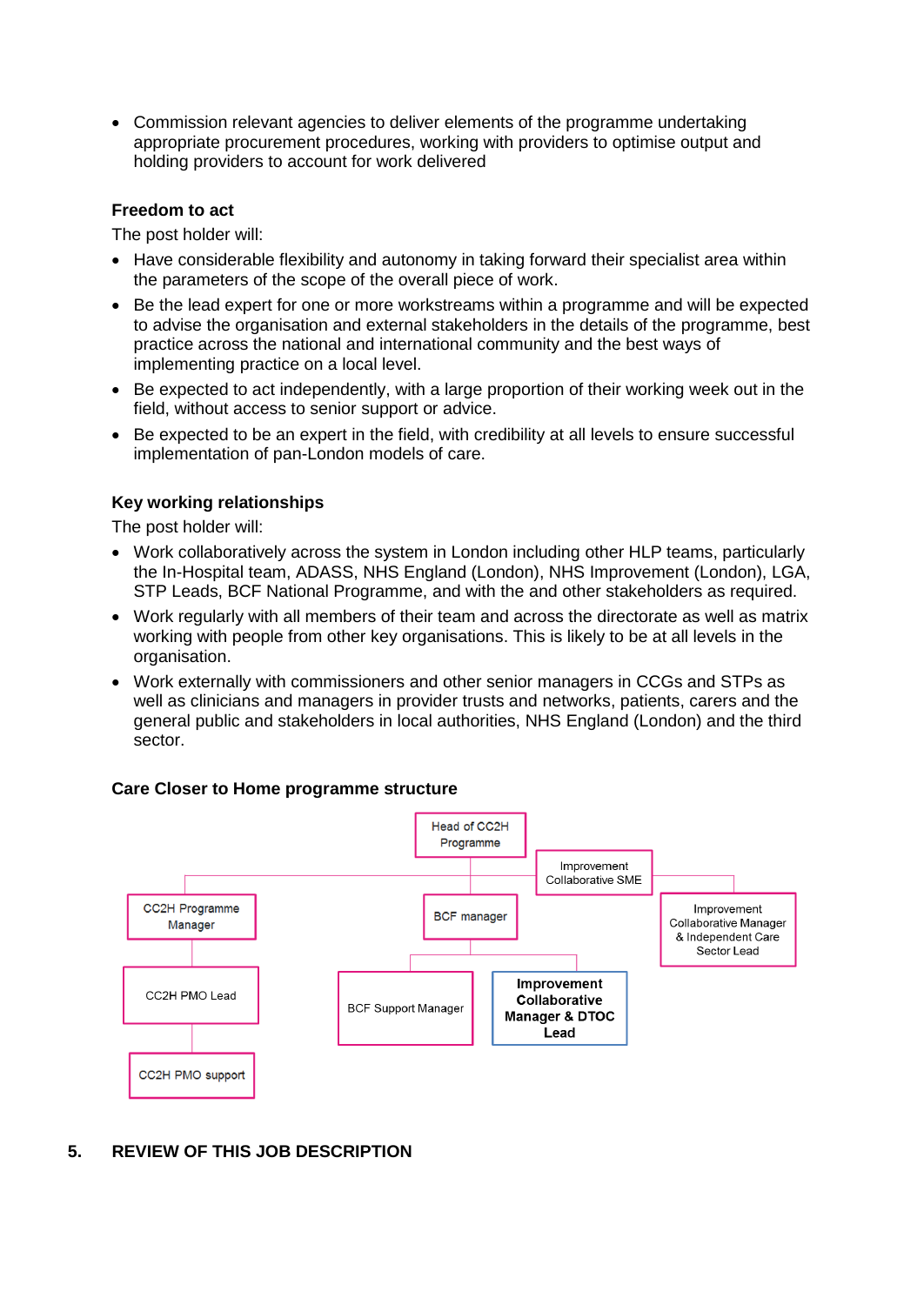- Commission relevant agencies to deliver elements of the programme undertaking appropriate procurement procedures, working with providers to optimise output and holding providers to account for work delivered

**Freedom to act**

The post holder will:

- Have considerable flexibility and autonomy in taking forward their specialist area within the parameters of the scope of the overall piece of work.
- Be the lead expert for one or more workstreams within a programme and will be expected to advise the organisation and external stakeholders in the details of the programme, best practice across the national and international community and the best ways of implementing practice on a local level.
- Be expected to act independently, with a large proportion of their working week out in the field, without access to senior support or advice.
- Be expected to be an expert in the field, with credibility at all levels to ensure successful implementation of pan-London models of care.

**Key working relationships**

The post holder will:

- Work collaboratively across the system in London including other HLP teams, particularly the In-Hospital team, ADASS, NHS England (London), NHS Improvement (London), LGA, STP Leads, BCF National Programme, and with the and other stakeholders as required.
- Work regularly with all members of their team and across the directorate as well as matrix working with people from other key organisations. This is likely to be at all levels in the organisation.
- Work externally with commissioners and other senior managers in CCGs and STPs as well as clinicians and managers in provider trusts and networks, patients, carers and the general public and stakeholders in local authorities, NHS England (London) and the third sector.

**Care Closer to Home programme structure**

- Head of CC2H Programme
  - Improvement Collaborative SME
  - CC2H Programme Manager
    - CC2H PMO Lead
      - CC2H PMO support
  - BCF manager
    - BCF Support Manager
    - **Improvement Collaborative Manager & DTOC Lead**
  - Improvement Collaborative Manager & Independent Care Sector Lead

## 5. REVIEW OF THIS JOB DESCRIPTION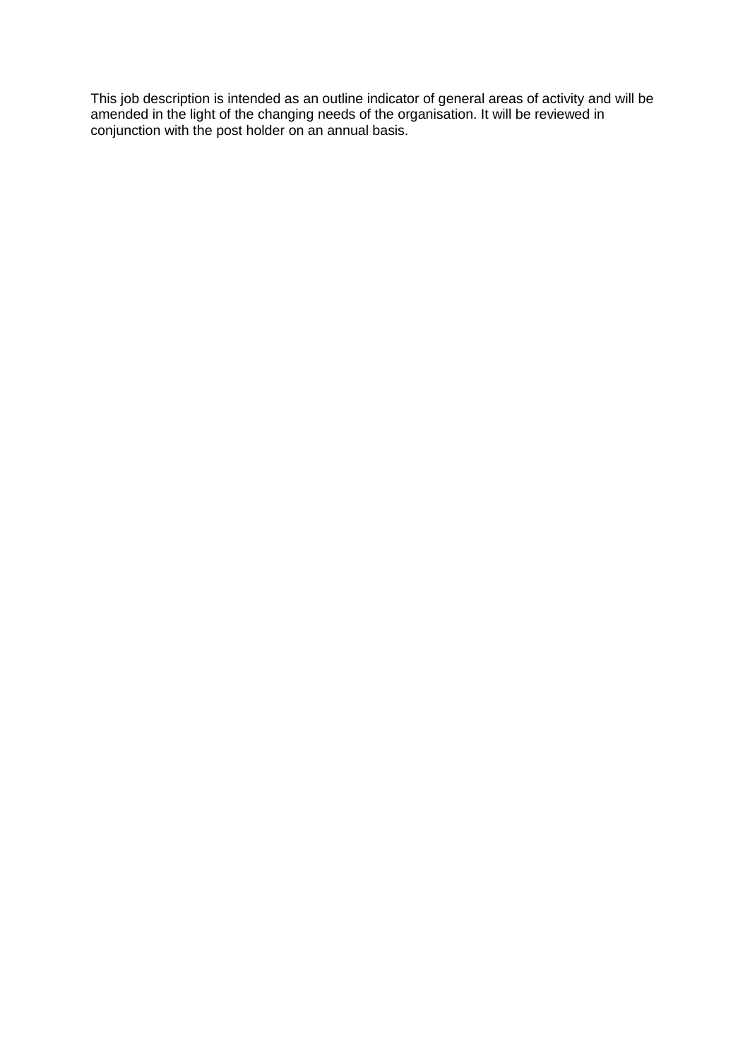This job description is intended as an outline indicator of general areas of activity and will be amended in the light of the changing needs of the organisation. It will be reviewed in conjunction with the post holder on an annual basis.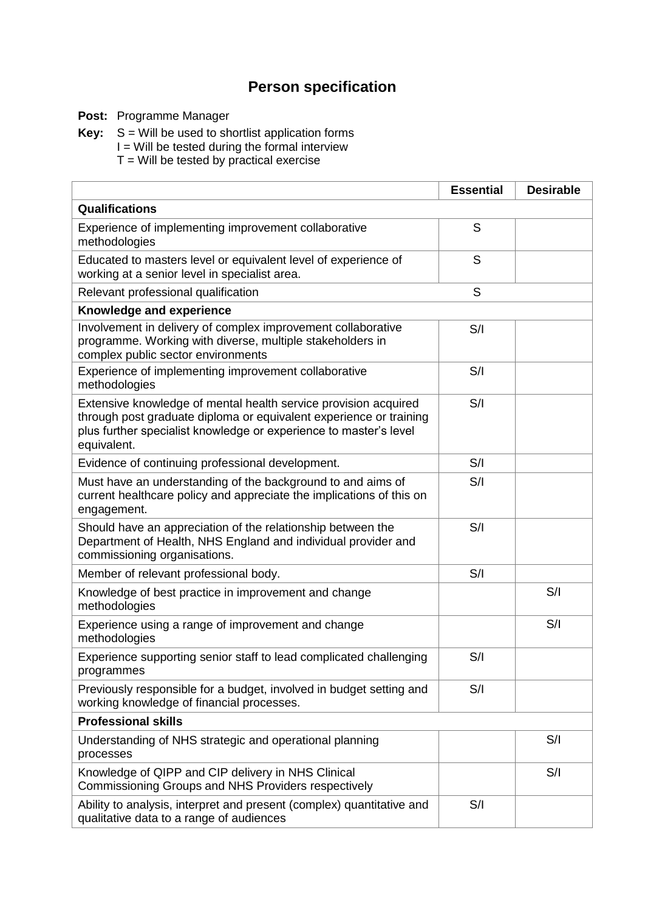# Person specification

**Post:** Programme Manager

**Key:** S = Will be used to shortlist application forms
I = Will be tested during the formal interview
T = Will be tested by practical exercise

| | Essential | Desirable |
|---|---|---|
| **Qualifications** | | |
| Experience of implementing improvement collaborative methodologies | S | |
| Educated to masters level or equivalent level of experience of working at a senior level in specialist area. | S | |
| Relevant professional qualification | S | |
| **Knowledge and experience** | | |
| Involvement in delivery of complex improvement collaborative programme. Working with diverse, multiple stakeholders in complex public sector environments | S/I | |
| Experience of implementing improvement collaborative methodologies | S/I | |
| Extensive knowledge of mental health service provision acquired through post graduate diploma or equivalent experience or training plus further specialist knowledge or experience to master's level equivalent. | S/I | |
| Evidence of continuing professional development. | S/I | |
| Must have an understanding of the background to and aims of current healthcare policy and appreciate the implications of this on engagement. | S/I | |
| Should have an appreciation of the relationship between the Department of Health, NHS England and individual provider and commissioning organisations. | S/I | |
| Member of relevant professional body. | S/I | |
| Knowledge of best practice in improvement and change methodologies | | S/I |
| Experience using a range of improvement and change methodologies | | S/I |
| Experience supporting senior staff to lead complicated challenging programmes | S/I | |
| Previously responsible for a budget, involved in budget setting and working knowledge of financial processes. | S/I | |
| **Professional skills** | | |
| Understanding of NHS strategic and operational planning processes | | S/I |
| Knowledge of QIPP and CIP delivery in NHS Clinical Commissioning Groups and NHS Providers respectively | | S/I |
| Ability to analysis, interpret and present (complex) quantitative and qualitative data to a range of audiences | S/I | |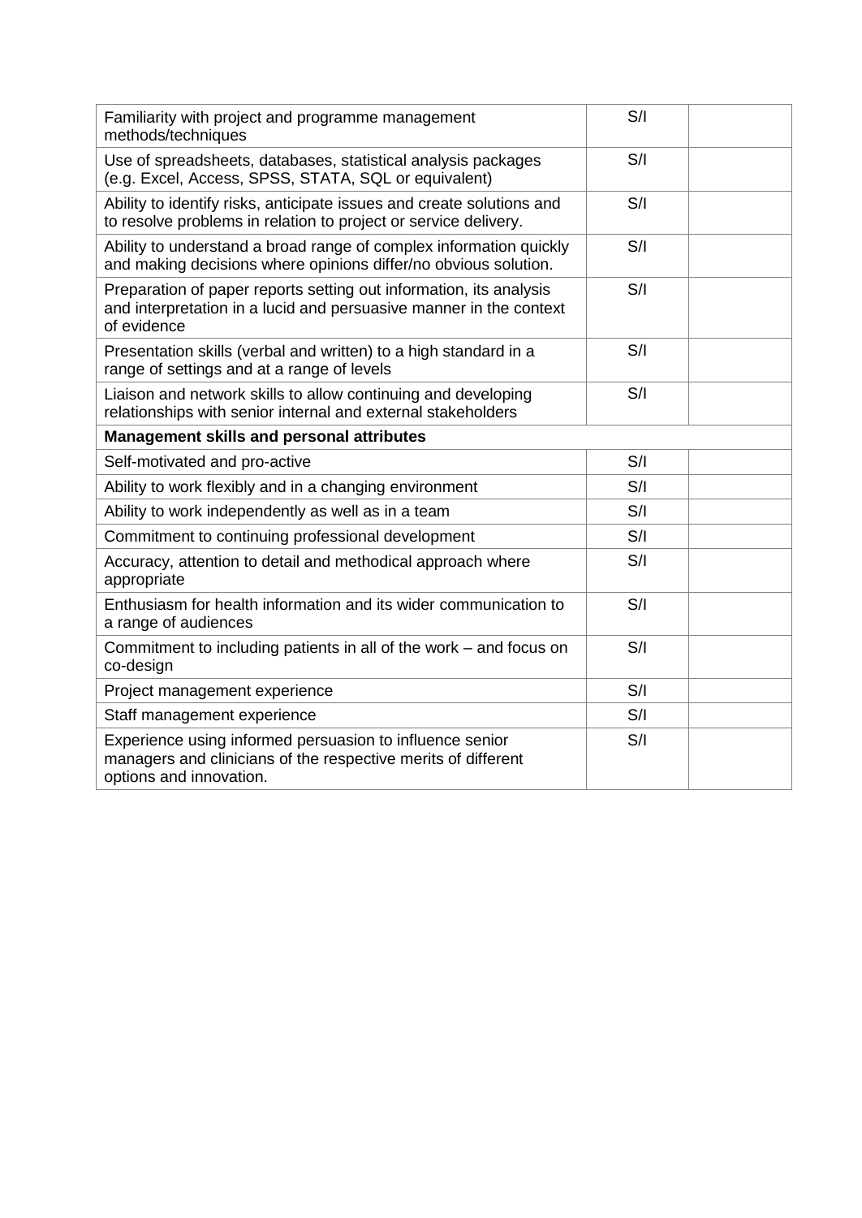| | | |
|---|---|---|
| Familiarity with project and programme management methods/techniques | S/I | |
| Use of spreadsheets, databases, statistical analysis packages (e.g. Excel, Access, SPSS, STATA, SQL or equivalent) | S/I | |
| Ability to identify risks, anticipate issues and create solutions and to resolve problems in relation to project or service delivery. | S/I | |
| Ability to understand a broad range of complex information quickly and making decisions where opinions differ/no obvious solution. | S/I | |
| Preparation of paper reports setting out information, its analysis and interpretation in a lucid and persuasive manner in the context of evidence | S/I | |
| Presentation skills (verbal and written) to a high standard in a range of settings and at a range of levels | S/I | |
| Liaison and network skills to allow continuing and developing relationships with senior internal and external stakeholders | S/I | |
| **Management skills and personal attributes** | | |
| Self-motivated and pro-active | S/I | |
| Ability to work flexibly and in a changing environment | S/I | |
| Ability to work independently as well as in a team | S/I | |
| Commitment to continuing professional development | S/I | |
| Accuracy, attention to detail and methodical approach where appropriate | S/I | |
| Enthusiasm for health information and its wider communication to a range of audiences | S/I | |
| Commitment to including patients in all of the work – and focus on co-design | S/I | |
| Project management experience | S/I | |
| Staff management experience | S/I | |
| Experience using informed persuasion to influence senior managers and clinicians of the respective merits of different options and innovation. | S/I | |